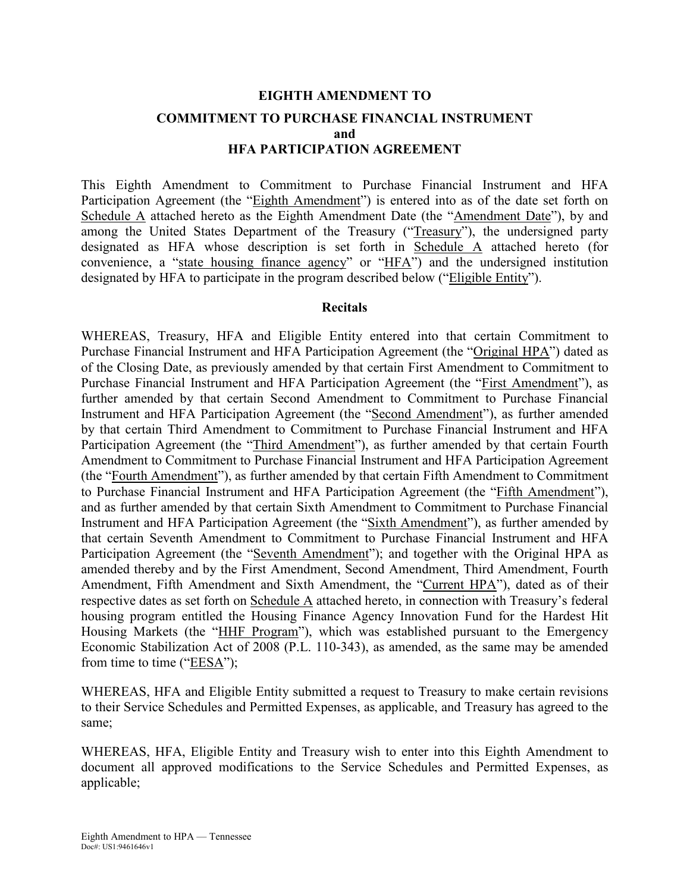# EIGHTH AMENDMENT TO

# COMMITMENT TO PURCHASE FINANCIAL INSTRUMENT and HFA PARTICIPATION AGREEMENT

This Eighth Amendment to Commitment to Purchase Financial Instrument and HFA Participation Agreement (the "Eighth Amendment") is entered into as of the date set forth on Schedule A attached hereto as the Eighth Amendment Date (the "Amendment Date"), by and among the United States Department of the Treasury ("Treasury"), the undersigned party designated as HFA whose description is set forth in Schedule A attached hereto (for convenience, a "state housing finance agency" or "HFA") and the undersigned institution designated by HFA to participate in the program described below ("Eligible Entity").

## Recitals

WHEREAS, Treasury, HFA and Eligible Entity entered into that certain Commitment to Purchase Financial Instrument and HFA Participation Agreement (the "Original HPA") dated as of the Closing Date, as previously amended by that certain First Amendment to Commitment to Purchase Financial Instrument and HFA Participation Agreement (the "First Amendment"), as further amended by that certain Second Amendment to Commitment to Purchase Financial Instrument and HFA Participation Agreement (the "Second Amendment"), as further amended by that certain Third Amendment to Commitment to Purchase Financial Instrument and HFA Participation Agreement (the "Third Amendment"), as further amended by that certain Fourth Amendment to Commitment to Purchase Financial Instrument and HFA Participation Agreement (the "Fourth Amendment"), as further amended by that certain Fifth Amendment to Commitment to Purchase Financial Instrument and HFA Participation Agreement (the "Fifth Amendment"), and as further amended by that certain Sixth Amendment to Commitment to Purchase Financial Instrument and HFA Participation Agreement (the "Sixth Amendment"), as further amended by that certain Seventh Amendment to Commitment to Purchase Financial Instrument and HFA Participation Agreement (the "Seventh Amendment"); and together with the Original HPA as amended thereby and by the First Amendment, Second Amendment, Third Amendment, Fourth Amendment, Fifth Amendment and Sixth Amendment, the "Current HPA"), dated as of their respective dates as set forth on Schedule A attached hereto, in connection with Treasury's federal housing program entitled the Housing Finance Agency Innovation Fund for the Hardest Hit Housing Markets (the "HHF Program"), which was established pursuant to the Emergency Economic Stabilization Act of 2008 (P.L. 110-343), as amended, as the same may be amended from time to time ("EESA");

WHEREAS, HFA and Eligible Entity submitted a request to Treasury to make certain revisions to their Service Schedules and Permitted Expenses, as applicable, and Treasury has agreed to the same;

WHEREAS, HFA, Eligible Entity and Treasury wish to enter into this Eighth Amendment to document all approved modifications to the Service Schedules and Permitted Expenses, as applicable;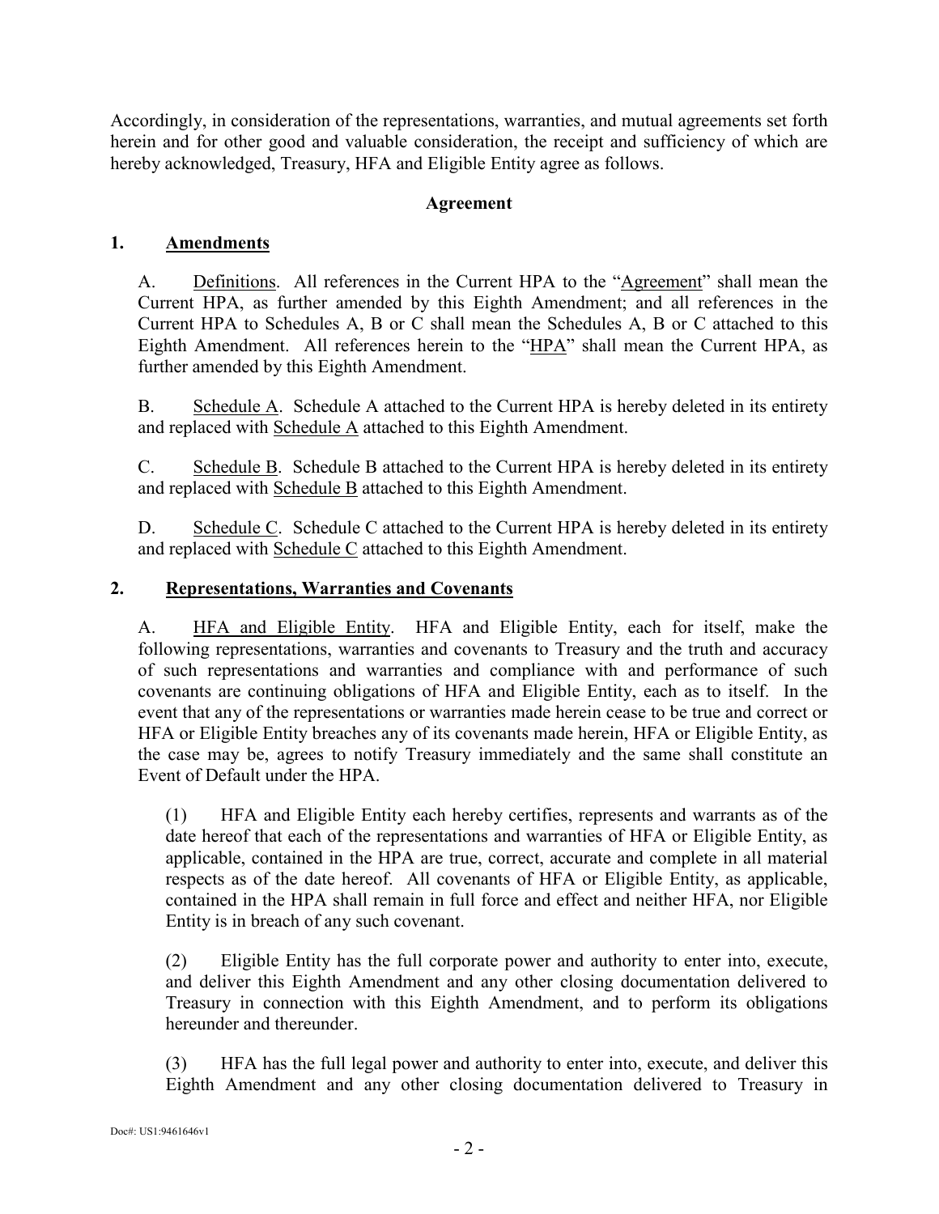Accordingly, in consideration of the representations, warranties, and mutual agreements set forth herein and for other good and valuable consideration, the receipt and sufficiency of which are hereby acknowledged, Treasury, HFA and Eligible Entity agree as follows.

**Agreement**

**1. <u>Amendments</u>**

A. <u>Definitions</u>. All references in the Current HPA to the "<u>Agreement</u>" shall mean the Current HPA, as further amended by this Eighth Amendment; and all references in the Current HPA to Schedules A, B or C shall mean the Schedules A, B or C attached to this Eighth Amendment. All references herein to the "<u>HPA</u>" shall mean the Current HPA, as further amended by this Eighth Amendment.

B. <u>Schedule A</u>. Schedule A attached to the Current HPA is hereby deleted in its entirety and replaced with <u>Schedule A</u> attached to this Eighth Amendment.

C. <u>Schedule B</u>. Schedule B attached to the Current HPA is hereby deleted in its entirety and replaced with <u>Schedule B</u> attached to this Eighth Amendment.

D. <u>Schedule C</u>. Schedule C attached to the Current HPA is hereby deleted in its entirety and replaced with <u>Schedule C</u> attached to this Eighth Amendment.

**2. <u>Representations, Warranties and Covenants</u>**

A. <u>HFA and Eligible Entity</u>. HFA and Eligible Entity, each for itself, make the following representations, warranties and covenants to Treasury and the truth and accuracy of such representations and warranties and compliance with and performance of such covenants are continuing obligations of HFA and Eligible Entity, each as to itself. In the event that any of the representations or warranties made herein cease to be true and correct or HFA or Eligible Entity breaches any of its covenants made herein, HFA or Eligible Entity, as the case may be, agrees to notify Treasury immediately and the same shall constitute an Event of Default under the HPA.

(1) HFA and Eligible Entity each hereby certifies, represents and warrants as of the date hereof that each of the representations and warranties of HFA or Eligible Entity, as applicable, contained in the HPA are true, correct, accurate and complete in all material respects as of the date hereof. All covenants of HFA or Eligible Entity, as applicable, contained in the HPA shall remain in full force and effect and neither HFA, nor Eligible Entity is in breach of any such covenant.

(2) Eligible Entity has the full corporate power and authority to enter into, execute, and deliver this Eighth Amendment and any other closing documentation delivered to Treasury in connection with this Eighth Amendment, and to perform its obligations hereunder and thereunder.

(3) HFA has the full legal power and authority to enter into, execute, and deliver this Eighth Amendment and any other closing documentation delivered to Treasury in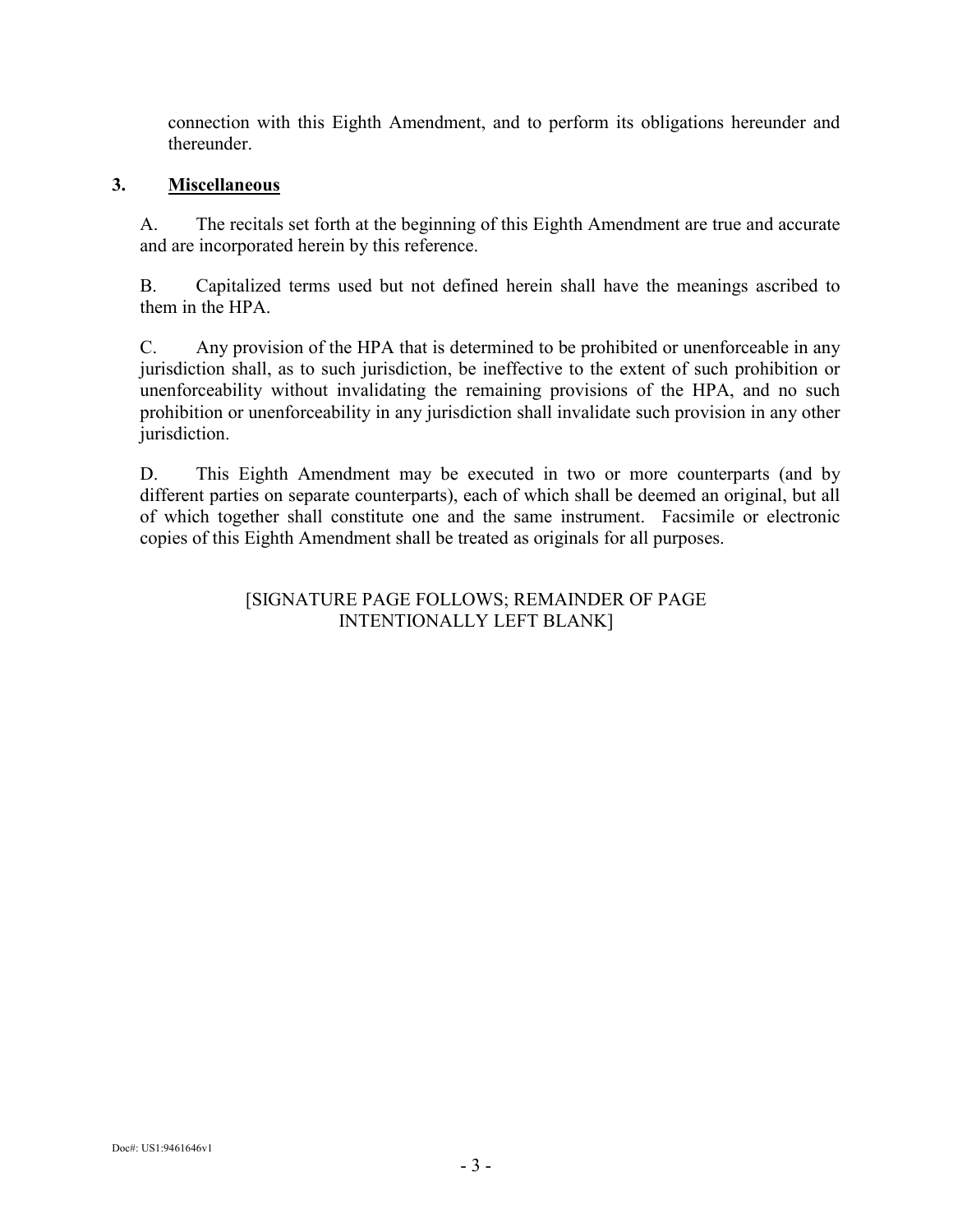connection with this Eighth Amendment, and to perform its obligations hereunder and thereunder.

**3. Miscellaneous**

A. The recitals set forth at the beginning of this Eighth Amendment are true and accurate and are incorporated herein by this reference.

B. Capitalized terms used but not defined herein shall have the meanings ascribed to them in the HPA.

C. Any provision of the HPA that is determined to be prohibited or unenforceable in any jurisdiction shall, as to such jurisdiction, be ineffective to the extent of such prohibition or unenforceability without invalidating the remaining provisions of the HPA, and no such prohibition or unenforceability in any jurisdiction shall invalidate such provision in any other jurisdiction.

D. This Eighth Amendment may be executed in two or more counterparts (and by different parties on separate counterparts), each of which shall be deemed an original, but all of which together shall constitute one and the same instrument. Facsimile or electronic copies of this Eighth Amendment shall be treated as originals for all purposes.

[SIGNATURE PAGE FOLLOWS; REMAINDER OF PAGE INTENTIONALLY LEFT BLANK]

Doc#: US1:9461646v1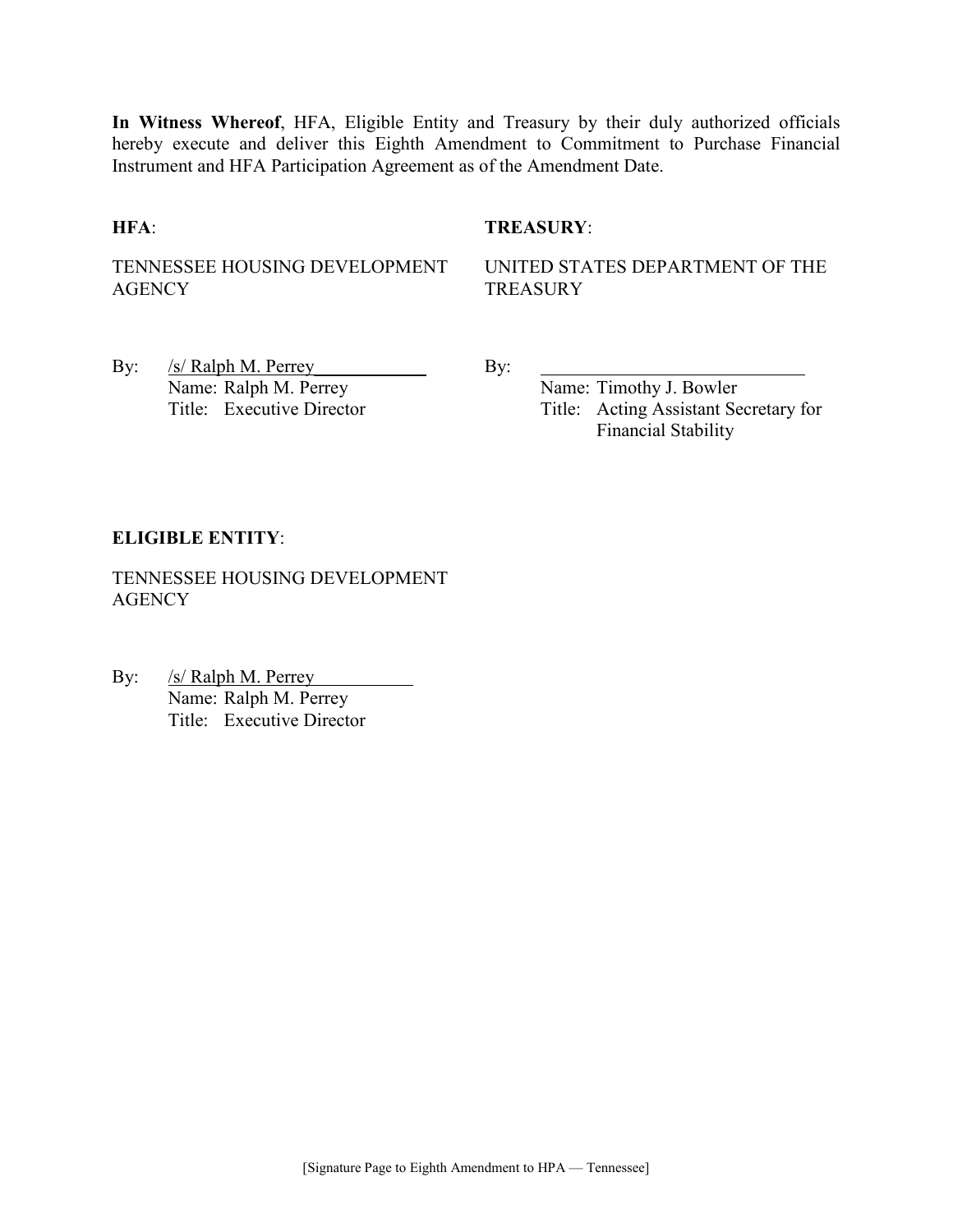**In Witness Whereof**, HFA, Eligible Entity and Treasury by their duly authorized officials hereby execute and deliver this Eighth Amendment to Commitment to Purchase Financial Instrument and HFA Participation Agreement as of the Amendment Date.

**HFA**:

TENNESSEE HOUSING DEVELOPMENT AGENCY

By: /s/ Ralph M. Perrey
Name: Ralph M. Perrey
Title: Executive Director

**TREASURY**:

UNITED STATES DEPARTMENT OF THE TREASURY

By: ______________________________
Name: Timothy J. Bowler
Title: Acting Assistant Secretary for Financial Stability

**ELIGIBLE ENTITY**:

TENNESSEE HOUSING DEVELOPMENT AGENCY

By: /s/ Ralph M. Perrey
Name: Ralph M. Perrey
Title: Executive Director

[Signature Page to Eighth Amendment to HPA — Tennessee]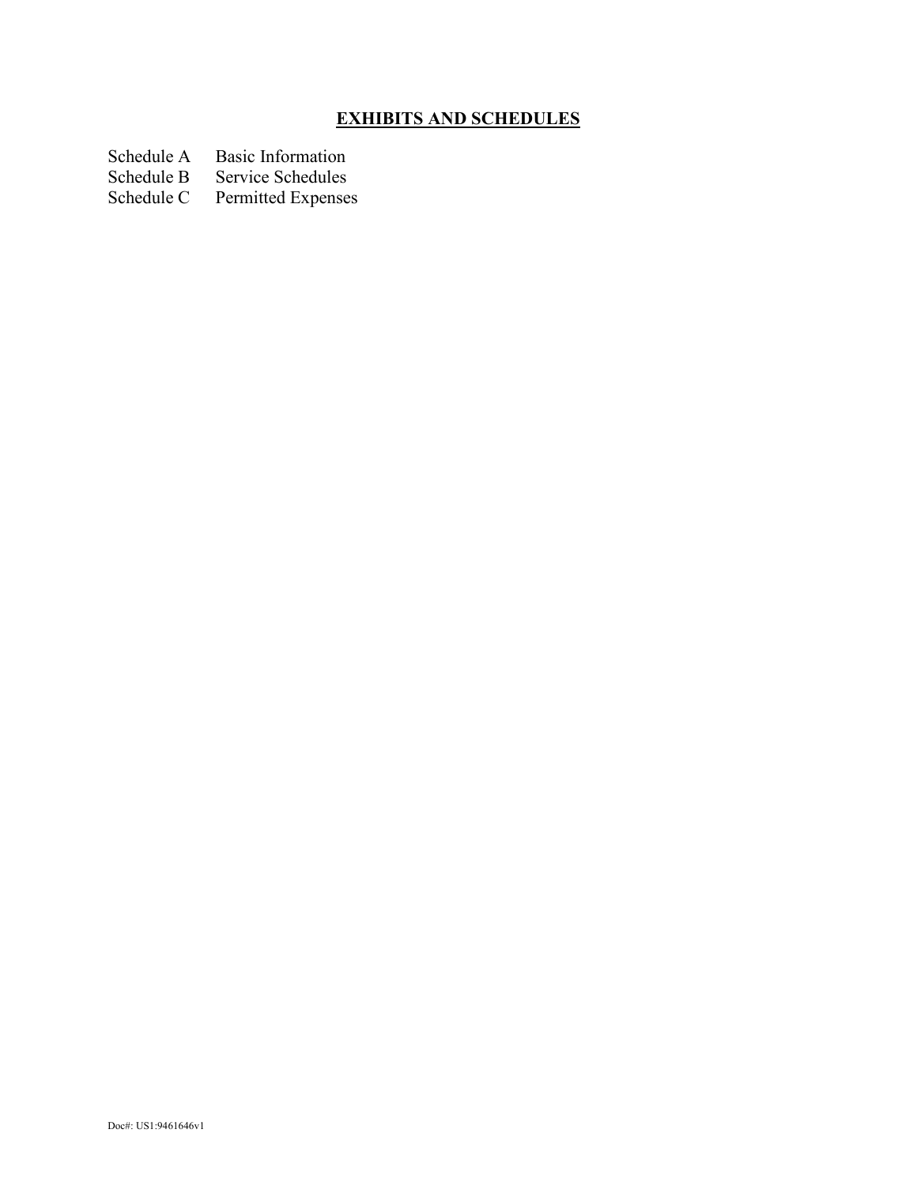## EXHIBITS AND SCHEDULES

| | |
|---|---|
| Schedule A | Basic Information |
| Schedule B | Service Schedules |
| Schedule C | Permitted Expenses |

Doc#: US1:9461646v1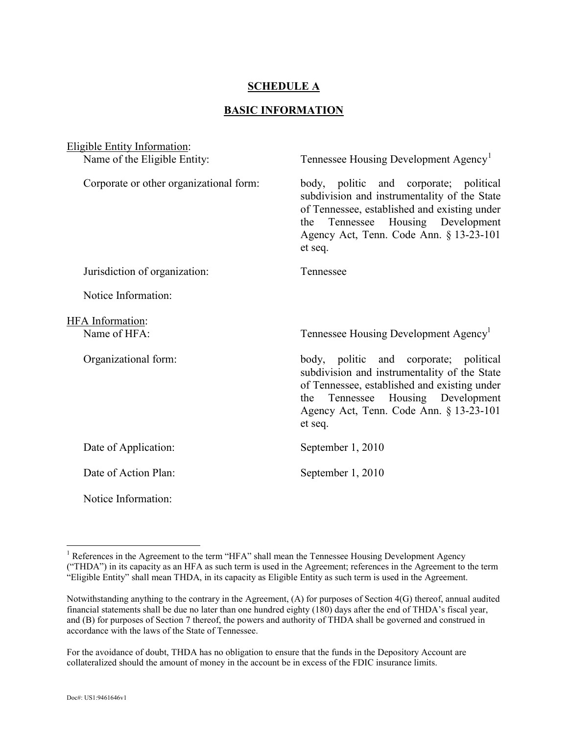# SCHEDULE A

## BASIC INFORMATION

Eligible Entity Information:

| | |
|---|---|
| Name of the Eligible Entity: | Tennessee Housing Development Agency[1] |
| Corporate or other organizational form: | body, politic and corporate; political subdivision and instrumentality of the State of Tennessee, established and existing under the Tennessee Housing Development Agency Act, Tenn. Code Ann. § 13-23-101 et seq. |
| Jurisdiction of organization: | Tennessee |
| Notice Information: | |

HFA Information:

| | |
|---|---|
| Name of HFA: | Tennessee Housing Development Agency[1] |
| Organizational form: | body, politic and corporate; political subdivision and instrumentality of the State of Tennessee, established and existing under the Tennessee Housing Development Agency Act, Tenn. Code Ann. § 13-23-101 et seq. |
| Date of Application: | September 1, 2010 |
| Date of Action Plan: | September 1, 2010 |
| Notice Information: | |

---

[1] References in the Agreement to the term "HFA" shall mean the Tennessee Housing Development Agency ("THDA") in its capacity as an HFA as such term is used in the Agreement; references in the Agreement to the term "Eligible Entity" shall mean THDA, in its capacity as Eligible Entity as such term is used in the Agreement.

Notwithstanding anything to the contrary in the Agreement, (A) for purposes of Section 4(G) thereof, annual audited financial statements shall be due no later than one hundred eighty (180) days after the end of THDA's fiscal year, and (B) for purposes of Section 7 thereof, the powers and authority of THDA shall be governed and construed in accordance with the laws of the State of Tennessee.

For the avoidance of doubt, THDA has no obligation to ensure that the funds in the Depository Account are collateralized should the amount of money in the account be in excess of the FDIC insurance limits.

Doc#: US1:9461646v1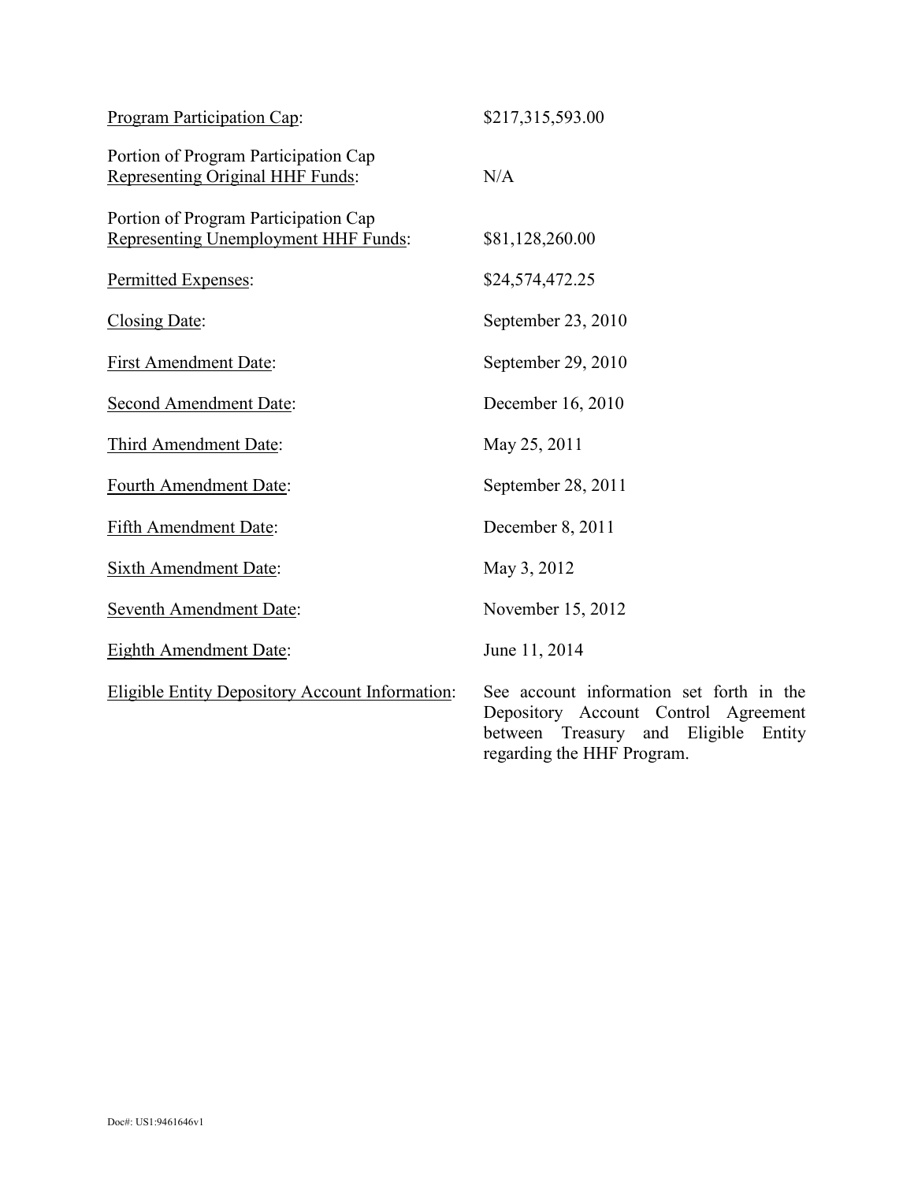| | |
|---|---|
| Program Participation Cap: | $217,315,593.00 |
| Portion of Program Participation Cap Representing Original HHF Funds: | N/A |
| Portion of Program Participation Cap Representing Unemployment HHF Funds: | $81,128,260.00 |
| Permitted Expenses: | $24,574,472.25 |
| Closing Date: | September 23, 2010 |
| First Amendment Date: | September 29, 2010 |
| Second Amendment Date: | December 16, 2010 |
| Third Amendment Date: | May 25, 2011 |
| Fourth Amendment Date: | September 28, 2011 |
| Fifth Amendment Date: | December 8, 2011 |
| Sixth Amendment Date: | May 3, 2012 |
| Seventh Amendment Date: | November 15, 2012 |
| Eighth Amendment Date: | June 11, 2014 |
| Eligible Entity Depository Account Information: | See account information set forth in the Depository Account Control Agreement between Treasury and Eligible Entity regarding the HHF Program. |

Doc#: US1:9461646v1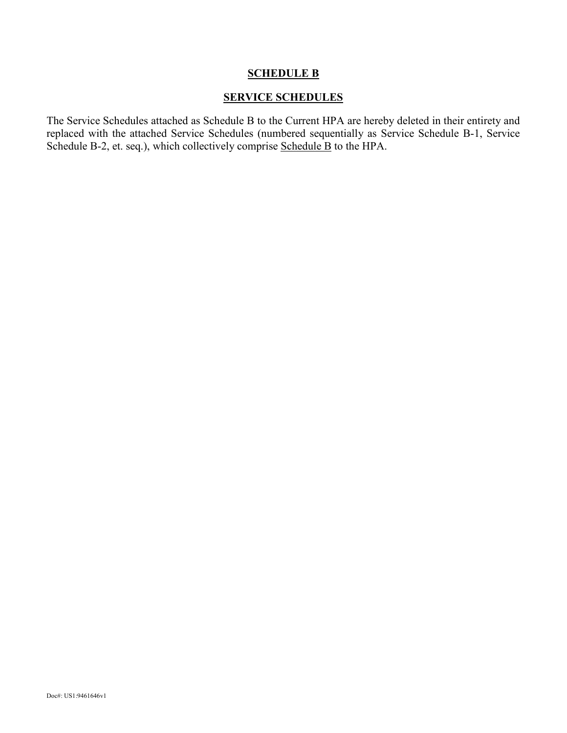# SCHEDULE B

## SERVICE SCHEDULES

The Service Schedules attached as Schedule B to the Current HPA are hereby deleted in their entirety and replaced with the attached Service Schedules (numbered sequentially as Service Schedule B-1, Service Schedule B-2, et. seq.), which collectively comprise Schedule B to the HPA.

Doc#: US1:9461646v1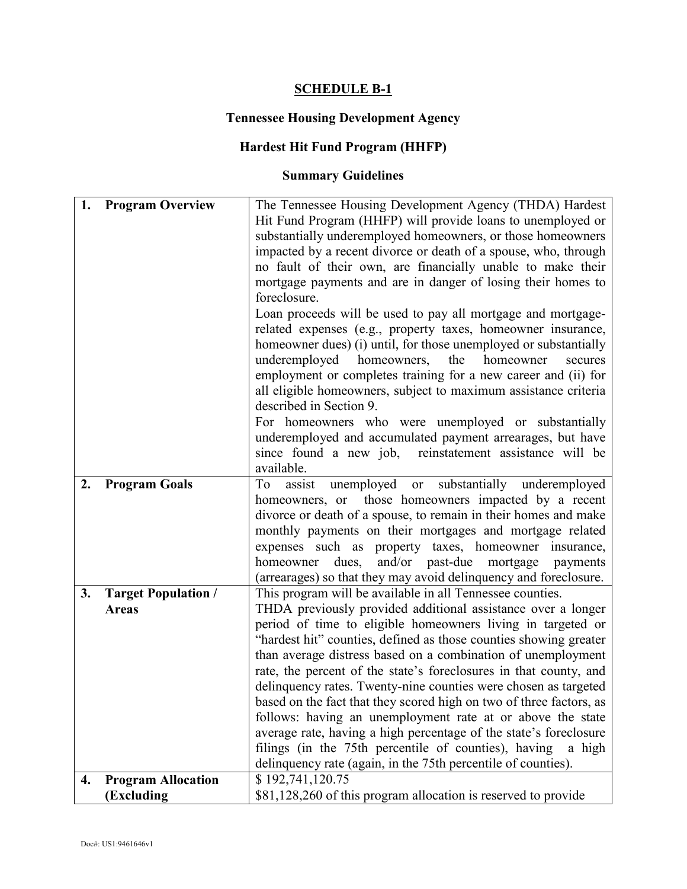# SCHEDULE B-1

## Tennessee Housing Development Agency

## Hardest Hit Fund Program (HHFP)

## Summary Guidelines

| | |
|---|---|
| **1. Program Overview** | The Tennessee Housing Development Agency (THDA) Hardest Hit Fund Program (HHFP) will provide loans to unemployed or substantially underemployed homeowners, or those homeowners impacted by a recent divorce or death of a spouse, who, through no fault of their own, are financially unable to make their mortgage payments and are in danger of losing their homes to foreclosure.<br>Loan proceeds will be used to pay all mortgage and mortgage-related expenses (e.g., property taxes, homeowner insurance, homeowner dues) (i) until, for those unemployed or substantially underemployed homeowners, the homeowner secures employment or completes training for a new career and (ii) for all eligible homeowners, subject to maximum assistance criteria described in Section 9.<br>For homeowners who were unemployed or substantially underemployed and accumulated payment arrearages, but have since found a new job, reinstatement assistance will be available. |
| **2. Program Goals** | To assist unemployed or substantially underemployed homeowners, or those homeowners impacted by a recent divorce or death of a spouse, to remain in their homes and make monthly payments on their mortgages and mortgage related expenses such as property taxes, homeowner insurance, homeowner dues, and/or past-due mortgage payments (arrearages) so that they may avoid delinquency and foreclosure. |
| **3. Target Population / Areas** | This program will be available in all Tennessee counties.<br>THDA previously provided additional assistance over a longer period of time to eligible homeowners living in targeted or "hardest hit" counties, defined as those counties showing greater than average distress based on a combination of unemployment rate, the percent of the state's foreclosures in that county, and delinquency rates. Twenty-nine counties were chosen as targeted based on the fact that they scored high on two of three factors, as follows: having an unemployment rate at or above the state average rate, having a high percentage of the state's foreclosure filings (in the 75th percentile of counties), having a high delinquency rate (again, in the 75th percentile of counties). |
| **4. Program Allocation (Excluding** | $ 192,741,120.75<br>$81,128,260 of this program allocation is reserved to provide |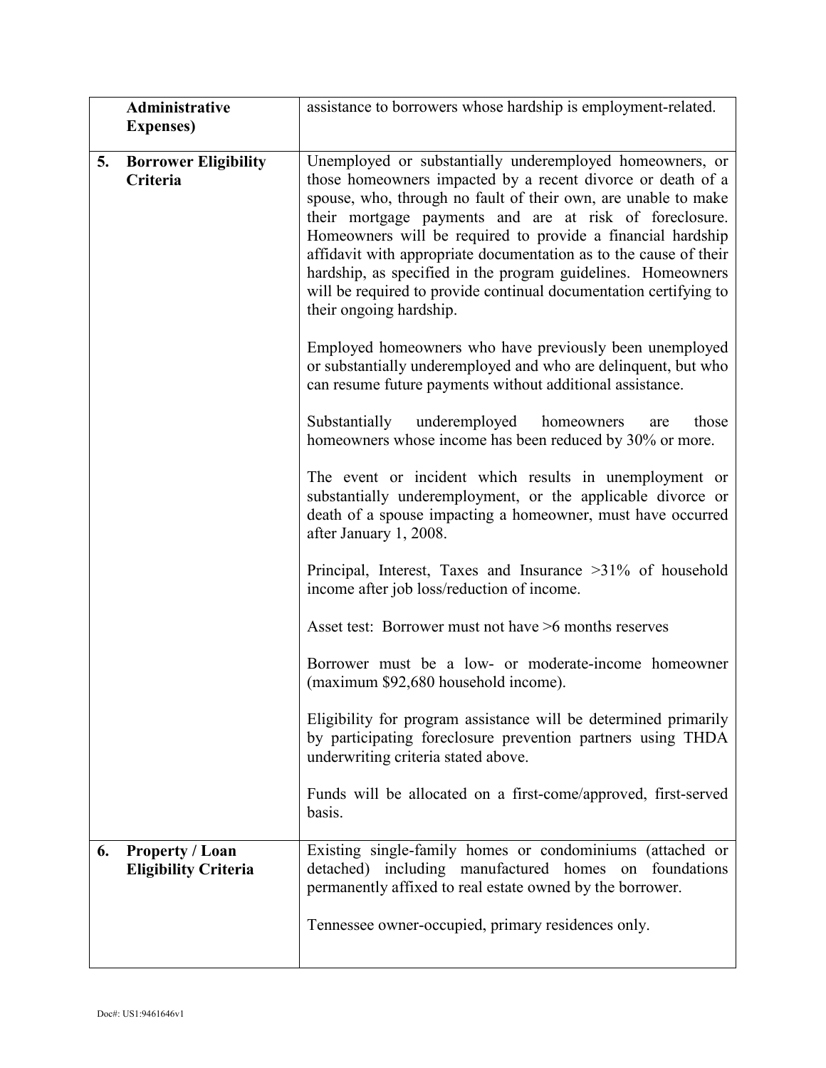|  |  |
|---|---|
| **Administrative Expenses)** | assistance to borrowers whose hardship is employment-related. |
| **5. Borrower Eligibility Criteria** | Unemployed or substantially underemployed homeowners, or those homeowners impacted by a recent divorce or death of a spouse, who, through no fault of their own, are unable to make their mortgage payments and are at risk of foreclosure. Homeowners will be required to provide a financial hardship affidavit with appropriate documentation as to the cause of their hardship, as specified in the program guidelines. Homeowners will be required to provide continual documentation certifying to their ongoing hardship.<br><br>Employed homeowners who have previously been unemployed or substantially underemployed and who are delinquent, but who can resume future payments without additional assistance.<br><br>Substantially underemployed homeowners are those homeowners whose income has been reduced by 30% or more.<br><br>The event or incident which results in unemployment or substantially underemployment, or the applicable divorce or death of a spouse impacting a homeowner, must have occurred after January 1, 2008.<br><br>Principal, Interest, Taxes and Insurance >31% of household income after job loss/reduction of income.<br><br>Asset test: Borrower must not have >6 months reserves<br><br>Borrower must be a low- or moderate-income homeowner (maximum $92,680 household income).<br><br>Eligibility for program assistance will be determined primarily by participating foreclosure prevention partners using THDA underwriting criteria stated above.<br><br>Funds will be allocated on a first-come/approved, first-served basis. |
| **6. Property / Loan Eligibility Criteria** | Existing single-family homes or condominiums (attached or detached) including manufactured homes on foundations permanently affixed to real estate owned by the borrower.<br><br>Tennessee owner-occupied, primary residences only. |

Doc#: US1:9461646v1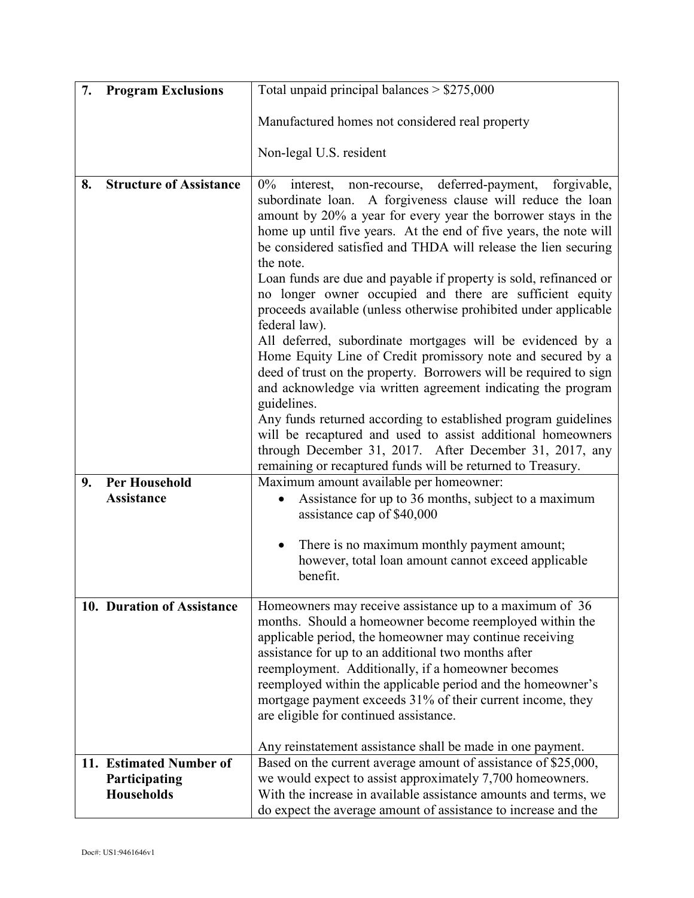| | |
|---|---|
| **7. Program Exclusions** | Total unpaid principal balances > $275,000<br><br>Manufactured homes not considered real property<br><br>Non-legal U.S. resident |
| **8. Structure of Assistance** | 0% interest, non-recourse, deferred-payment, forgivable, subordinate loan. A forgiveness clause will reduce the loan amount by 20% a year for every year the borrower stays in the home up until five years. At the end of five years, the note will be considered satisfied and THDA will release the lien securing the note.<br>Loan funds are due and payable if property is sold, refinanced or no longer owner occupied and there are sufficient equity proceeds available (unless otherwise prohibited under applicable federal law).<br>All deferred, subordinate mortgages will be evidenced by a Home Equity Line of Credit promissory note and secured by a deed of trust on the property. Borrowers will be required to sign and acknowledge via written agreement indicating the program guidelines.<br>Any funds returned according to established program guidelines will be recaptured and used to assist additional homeowners through December 31, 2017. After December 31, 2017, any remaining or recaptured funds will be returned to Treasury. |
| **9. Per Household Assistance** | Maximum amount available per homeowner:<br>• Assistance for up to 36 months, subject to a maximum assistance cap of $40,000<br><br>• There is no maximum monthly payment amount; however, total loan amount cannot exceed applicable benefit. |
| **10. Duration of Assistance** | Homeowners may receive assistance up to a maximum of 36 months. Should a homeowner become reemployed within the applicable period, the homeowner may continue receiving assistance for up to an additional two months after reemployment. Additionally, if a homeowner becomes reemployed within the applicable period and the homeowner's mortgage payment exceeds 31% of their current income, they are eligible for continued assistance.<br><br>Any reinstatement assistance shall be made in one payment. |
| **11. Estimated Number of Participating Households** | Based on the current average amount of assistance of $25,000, we would expect to assist approximately 7,700 homeowners. With the increase in available assistance amounts and terms, we do expect the average amount of assistance to increase and the |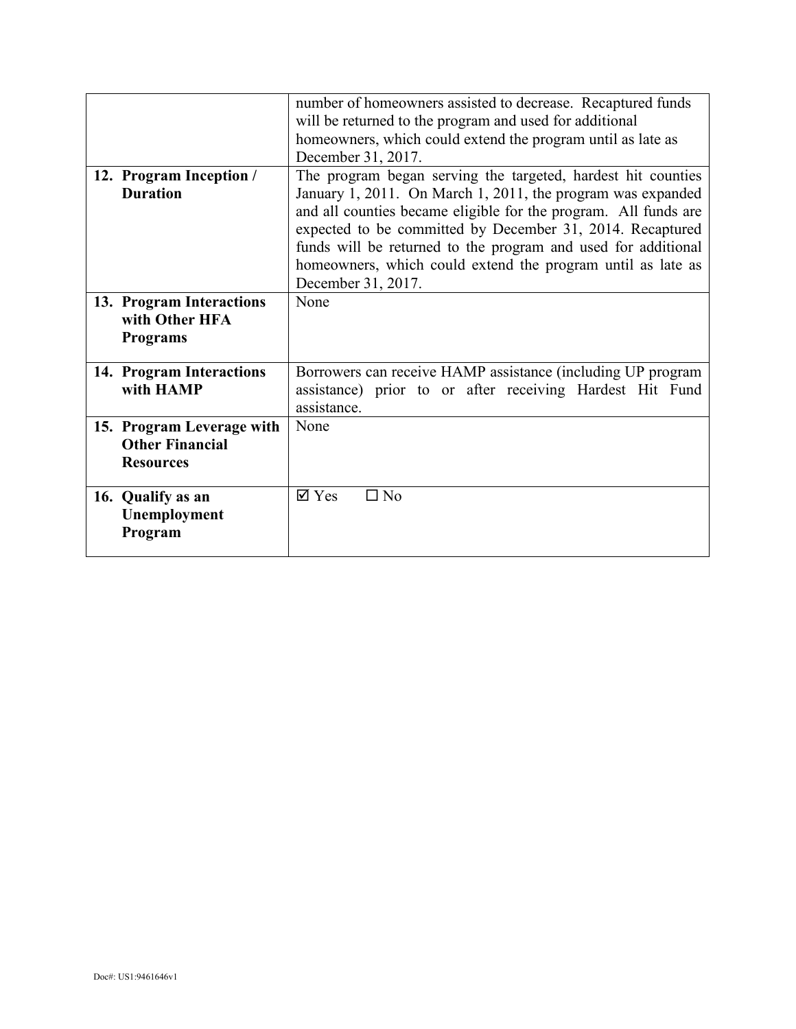| | |
|---|---|
| | number of homeowners assisted to decrease. Recaptured funds will be returned to the program and used for additional homeowners, which could extend the program until as late as December 31, 2017. |
| **12. Program Inception / Duration** | The program began serving the targeted, hardest hit counties January 1, 2011. On March 1, 2011, the program was expanded and all counties became eligible for the program. All funds are expected to be committed by December 31, 2014. Recaptured funds will be returned to the program and used for additional homeowners, which could extend the program until as late as December 31, 2017. |
| **13. Program Interactions with Other HFA Programs** | None |
| **14. Program Interactions with HAMP** | Borrowers can receive HAMP assistance (including UP program assistance) prior to or after receiving Hardest Hit Fund assistance. |
| **15. Program Leverage with Other Financial Resources** | None |
| **16. Qualify as an Unemployment Program** | ☑ Yes ☐ No |

Doc#: US1:9461646v1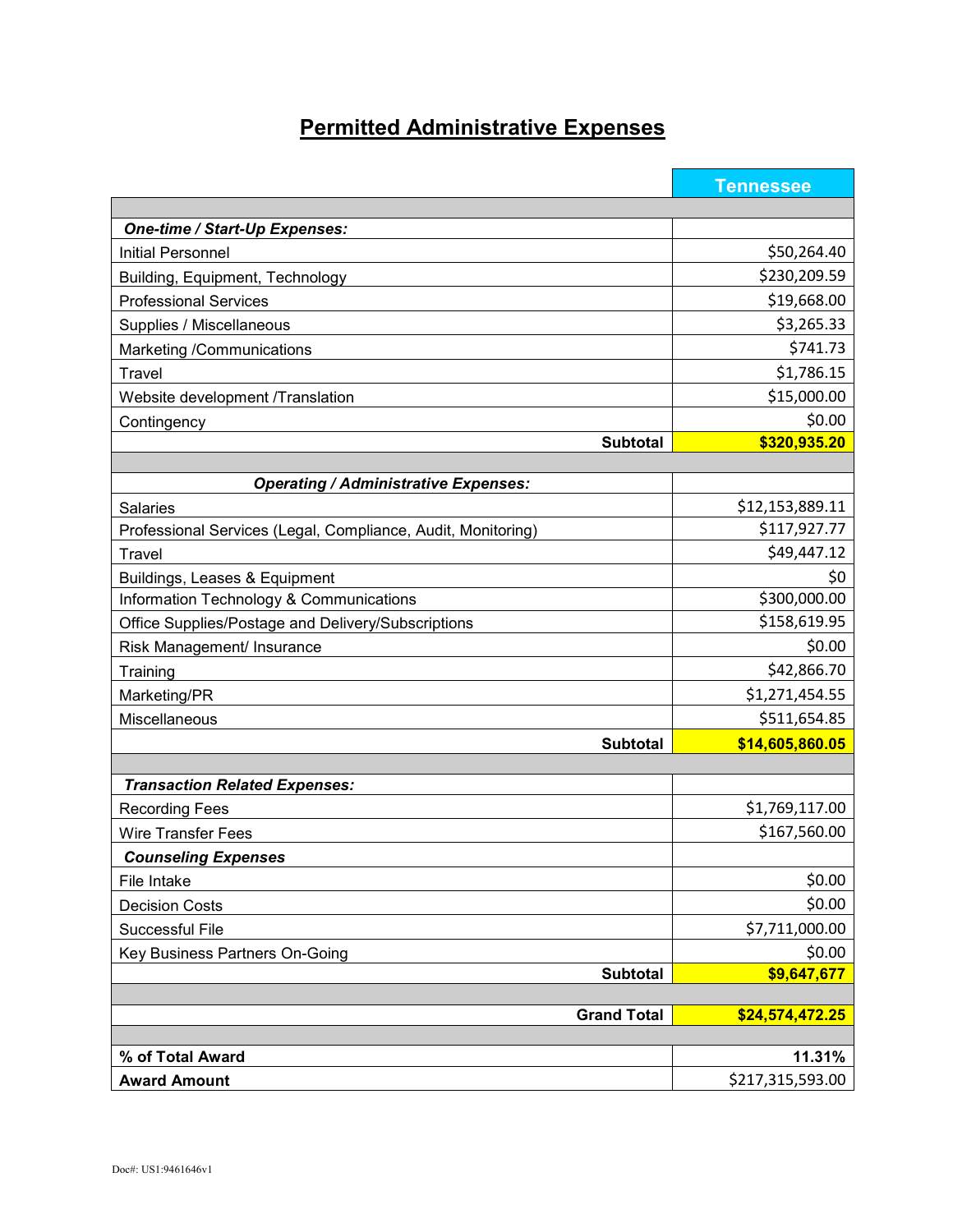# Permitted Administrative Expenses

| | Tennessee |
|---|---|
| | |
| ***One-time / Start-Up Expenses:*** | |
| Initial Personnel | $50,264.40 |
| Building, Equipment, Technology | $230,209.59 |
| Professional Services | $19,668.00 |
| Supplies / Miscellaneous | $3,265.33 |
| Marketing /Communications | $741.73 |
| Travel | $1,786.15 |
| Website development /Translation | $15,000.00 |
| Contingency | $0.00 |
| **Subtotal** | **$320,935.20** |
| | |
| ***Operating / Administrative Expenses:*** | |
| Salaries | $12,153,889.11 |
| Professional Services (Legal, Compliance, Audit, Monitoring) | $117,927.77 |
| Travel | $49,447.12 |
| Buildings, Leases & Equipment | $0 |
| Information Technology & Communications | $300,000.00 |
| Office Supplies/Postage and Delivery/Subscriptions | $158,619.95 |
| Risk Management/ Insurance | $0.00 |
| Training | $42,866.70 |
| Marketing/PR | $1,271,454.55 |
| Miscellaneous | $511,654.85 |
| **Subtotal** | **$14,605,860.05** |
| | |
| ***Transaction Related Expenses:*** | |
| Recording Fees | $1,769,117.00 |
| Wire Transfer Fees | $167,560.00 |
| ***Counseling Expenses*** | |
| File Intake | $0.00 |
| Decision Costs | $0.00 |
| Successful File | $7,711,000.00 |
| Key Business Partners On-Going | $0.00 |
| **Subtotal** | **$9,647,677** |
| | |
| **Grand Total** | **$24,574,472.25** |
| | |
| **% of Total Award** | **11.31%** |
| **Award Amount** | $217,315,593.00 |

Doc#: US1:9461646v1